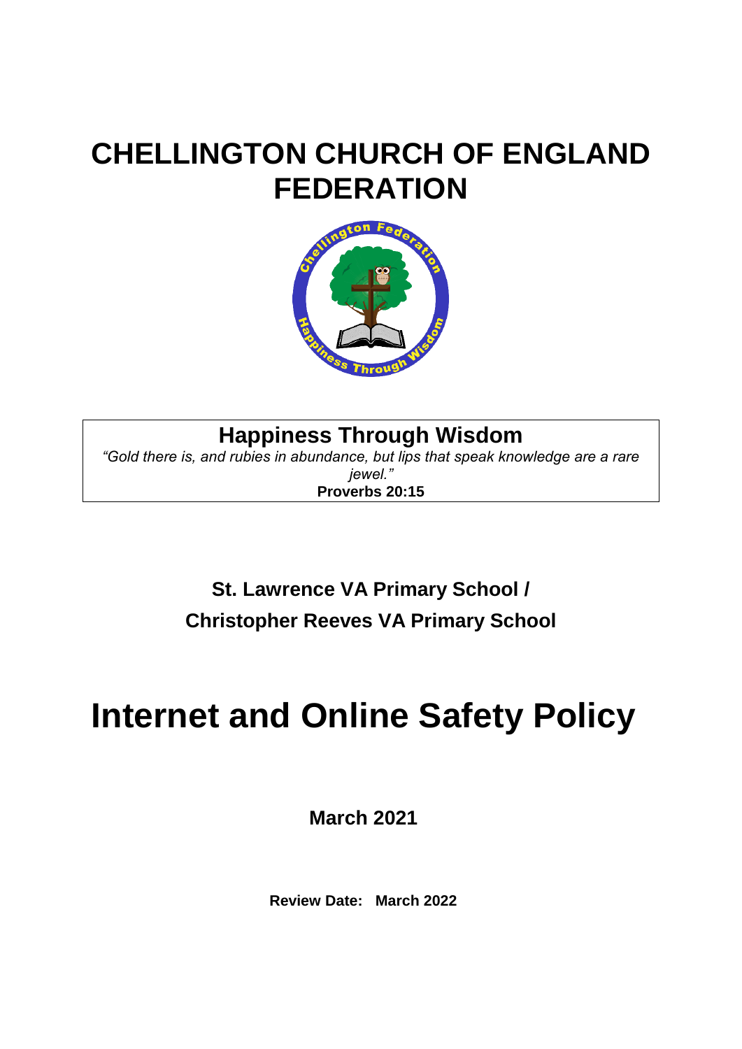# CHELLINGTON CHURCH OF ENGLAND FEDERATION

**Happiness Through Wisdom**

*"Gold there is, and rubies in abundance, but lips that speak knowledge are a rare jewel."*

**Proverbs 20:15**

**St. Lawrence VA Primary School /**

**Christopher Reeves VA Primary School**

# Internet and Online Safety Policy

**March 2021**

**Review Date: March 2022**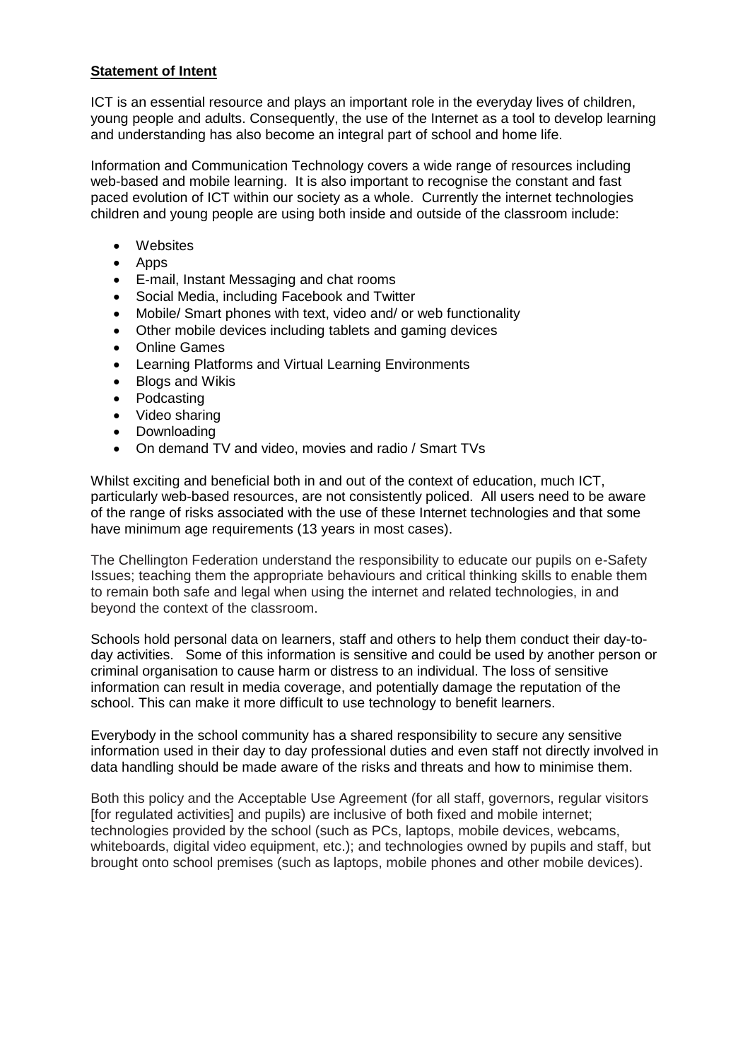## **Statement of Intent**

ICT is an essential resource and plays an important role in the everyday lives of children, young people and adults. Consequently, the use of the Internet as a tool to develop learning and understanding has also become an integral part of school and home life.

Information and Communication Technology covers a wide range of resources including web-based and mobile learning. It is also important to recognise the constant and fast paced evolution of ICT within our society as a whole. Currently the internet technologies children and young people are using both inside and outside of the classroom include:

- Websites
- Apps
- E-mail, Instant Messaging and chat rooms
- Social Media, including Facebook and Twitter
- Mobile/ Smart phones with text, video and/ or web functionality
- Other mobile devices including tablets and gaming devices
- Online Games
- Learning Platforms and Virtual Learning Environments
- Blogs and Wikis
- Podcasting
- Video sharing
- Downloading
- On demand TV and video, movies and radio / Smart TVs

Whilst exciting and beneficial both in and out of the context of education, much ICT, particularly web-based resources, are not consistently policed. All users need to be aware of the range of risks associated with the use of these Internet technologies and that some have minimum age requirements (13 years in most cases).

The Chellington Federation understand the responsibility to educate our pupils on e-Safety Issues; teaching them the appropriate behaviours and critical thinking skills to enable them to remain both safe and legal when using the internet and related technologies, in and beyond the context of the classroom.

Schools hold personal data on learners, staff and others to help them conduct their day-to-day activities. Some of this information is sensitive and could be used by another person or criminal organisation to cause harm or distress to an individual. The loss of sensitive information can result in media coverage, and potentially damage the reputation of the school. This can make it more difficult to use technology to benefit learners.

Everybody in the school community has a shared responsibility to secure any sensitive information used in their day to day professional duties and even staff not directly involved in data handling should be made aware of the risks and threats and how to minimise them.

Both this policy and the Acceptable Use Agreement (for all staff, governors, regular visitors [for regulated activities] and pupils) are inclusive of both fixed and mobile internet; technologies provided by the school (such as PCs, laptops, mobile devices, webcams, whiteboards, digital video equipment, etc.); and technologies owned by pupils and staff, but brought onto school premises (such as laptops, mobile phones and other mobile devices).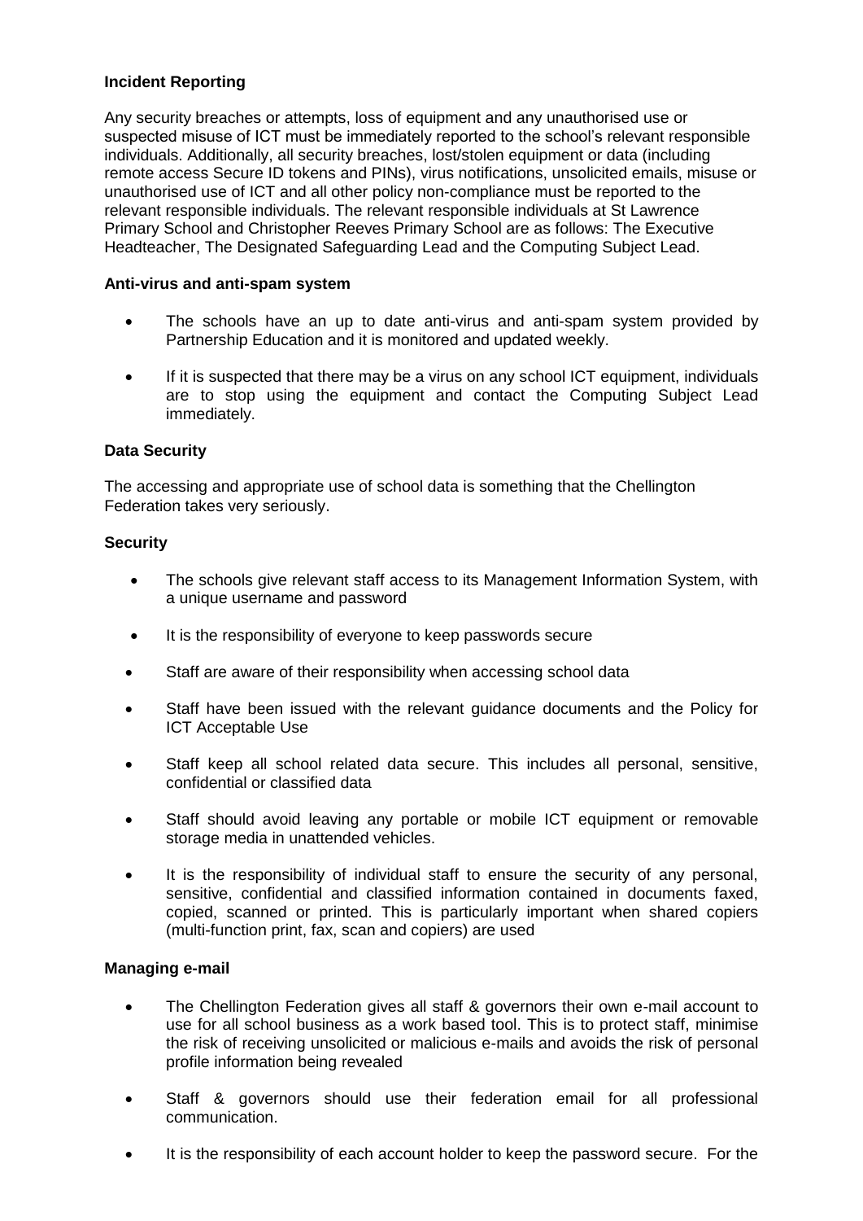**Incident Reporting**

Any security breaches or attempts, loss of equipment and any unauthorised use or suspected misuse of ICT must be immediately reported to the school's relevant responsible individuals. Additionally, all security breaches, lost/stolen equipment or data (including remote access Secure ID tokens and PINs), virus notifications, unsolicited emails, misuse or unauthorised use of ICT and all other policy non-compliance must be reported to the relevant responsible individuals. The relevant responsible individuals at St Lawrence Primary School and Christopher Reeves Primary School are as follows: The Executive Headteacher, The Designated Safeguarding Lead and the Computing Subject Lead.

**Anti-virus and anti-spam system**

- The schools have an up to date anti-virus and anti-spam system provided by Partnership Education and it is monitored and updated weekly.
- If it is suspected that there may be a virus on any school ICT equipment, individuals are to stop using the equipment and contact the Computing Subject Lead immediately.

**Data Security**

The accessing and appropriate use of school data is something that the Chellington Federation takes very seriously.

**Security**

- The schools give relevant staff access to its Management Information System, with a unique username and password
- It is the responsibility of everyone to keep passwords secure
- Staff are aware of their responsibility when accessing school data
- Staff have been issued with the relevant guidance documents and the Policy for ICT Acceptable Use
- Staff keep all school related data secure. This includes all personal, sensitive, confidential or classified data
- Staff should avoid leaving any portable or mobile ICT equipment or removable storage media in unattended vehicles.
- It is the responsibility of individual staff to ensure the security of any personal, sensitive, confidential and classified information contained in documents faxed, copied, scanned or printed. This is particularly important when shared copiers (multi-function print, fax, scan and copiers) are used

**Managing e-mail**

- The Chellington Federation gives all staff & governors their own e-mail account to use for all school business as a work based tool. This is to protect staff, minimise the risk of receiving unsolicited or malicious e-mails and avoids the risk of personal profile information being revealed
- Staff & governors should use their federation email for all professional communication.
- It is the responsibility of each account holder to keep the password secure. For the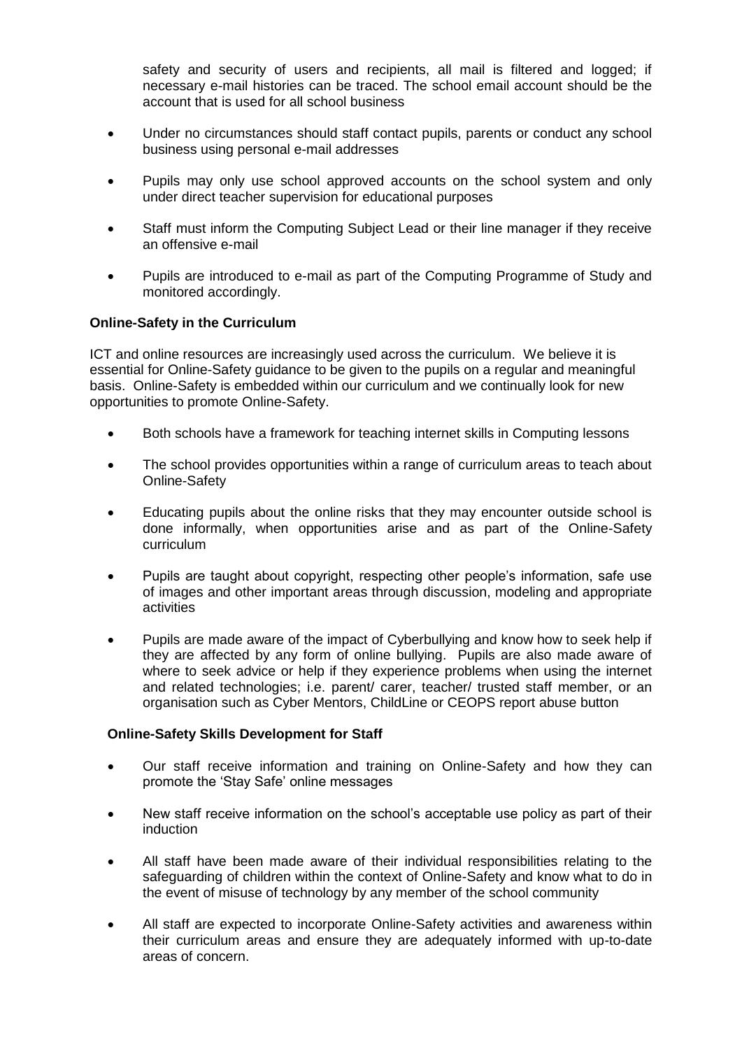safety and security of users and recipients, all mail is filtered and logged; if necessary e-mail histories can be traced. The school email account should be the account that is used for all school business

- Under no circumstances should staff contact pupils, parents or conduct any school business using personal e-mail addresses
- Pupils may only use school approved accounts on the school system and only under direct teacher supervision for educational purposes
- Staff must inform the Computing Subject Lead or their line manager if they receive an offensive e-mail
- Pupils are introduced to e-mail as part of the Computing Programme of Study and monitored accordingly.

**Online-Safety in the Curriculum**

ICT and online resources are increasingly used across the curriculum. We believe it is essential for Online-Safety guidance to be given to the pupils on a regular and meaningful basis. Online-Safety is embedded within our curriculum and we continually look for new opportunities to promote Online-Safety.

- Both schools have a framework for teaching internet skills in Computing lessons
- The school provides opportunities within a range of curriculum areas to teach about Online-Safety
- Educating pupils about the online risks that they may encounter outside school is done informally, when opportunities arise and as part of the Online-Safety curriculum
- Pupils are taught about copyright, respecting other people's information, safe use of images and other important areas through discussion, modeling and appropriate activities
- Pupils are made aware of the impact of Cyberbullying and know how to seek help if they are affected by any form of online bullying. Pupils are also made aware of where to seek advice or help if they experience problems when using the internet and related technologies; i.e. parent/ carer, teacher/ trusted staff member, or an organisation such as Cyber Mentors, ChildLine or CEOPS report abuse button

**Online-Safety Skills Development for Staff**

- Our staff receive information and training on Online-Safety and how they can promote the 'Stay Safe' online messages
- New staff receive information on the school's acceptable use policy as part of their induction
- All staff have been made aware of their individual responsibilities relating to the safeguarding of children within the context of Online-Safety and know what to do in the event of misuse of technology by any member of the school community
- All staff are expected to incorporate Online-Safety activities and awareness within their curriculum areas and ensure they are adequately informed with up-to-date areas of concern.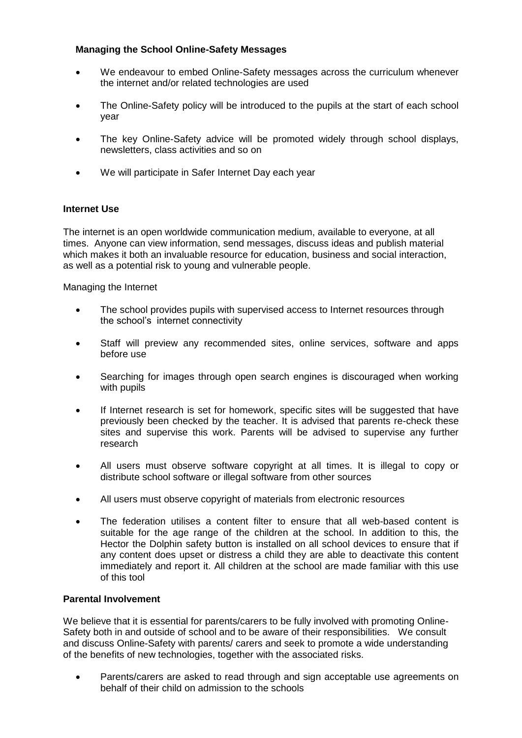### Managing the School Online-Safety Messages

- We endeavour to embed Online-Safety messages across the curriculum whenever the internet and/or related technologies are used
- The Online-Safety policy will be introduced to the pupils at the start of each school year
- The key Online-Safety advice will be promoted widely through school displays, newsletters, class activities and so on
- We will participate in Safer Internet Day each year

### Internet Use

The internet is an open worldwide communication medium, available to everyone, at all times. Anyone can view information, send messages, discuss ideas and publish material which makes it both an invaluable resource for education, business and social interaction, as well as a potential risk to young and vulnerable people.

Managing the Internet

- The school provides pupils with supervised access to Internet resources through the school's internet connectivity
- Staff will preview any recommended sites, online services, software and apps before use
- Searching for images through open search engines is discouraged when working with pupils
- If Internet research is set for homework, specific sites will be suggested that have previously been checked by the teacher. It is advised that parents re-check these sites and supervise this work. Parents will be advised to supervise any further research
- All users must observe software copyright at all times. It is illegal to copy or distribute school software or illegal software from other sources
- All users must observe copyright of materials from electronic resources
- The federation utilises a content filter to ensure that all web-based content is suitable for the age range of the children at the school. In addition to this, the Hector the Dolphin safety button is installed on all school devices to ensure that if any content does upset or distress a child they are able to deactivate this content immediately and report it. All children at the school are made familiar with this use of this tool

### Parental Involvement

We believe that it is essential for parents/carers to be fully involved with promoting Online-Safety both in and outside of school and to be aware of their responsibilities. We consult and discuss Online-Safety with parents/ carers and seek to promote a wide understanding of the benefits of new technologies, together with the associated risks.

- Parents/carers are asked to read through and sign acceptable use agreements on behalf of their child on admission to the schools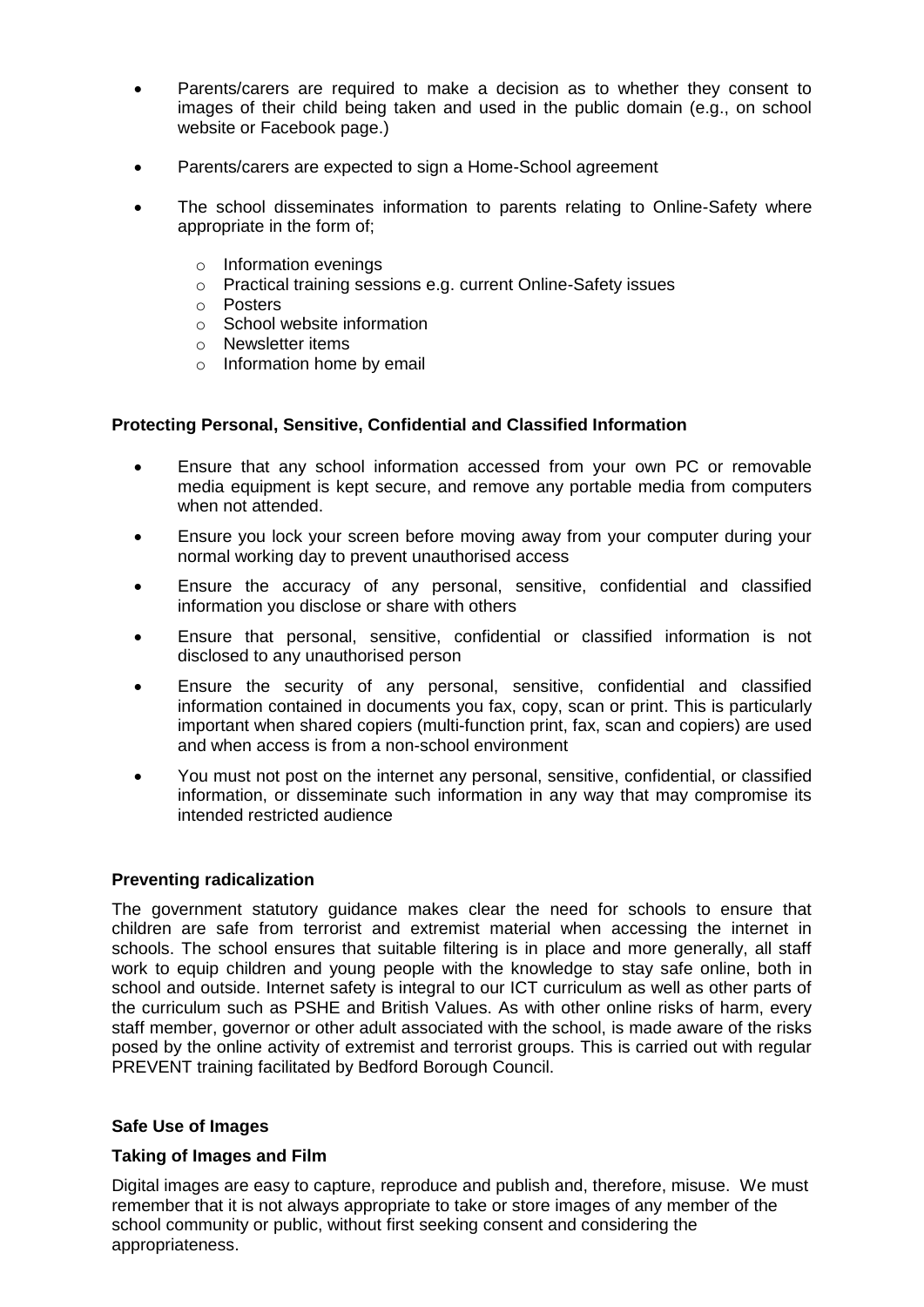- Parents/carers are required to make a decision as to whether they consent to images of their child being taken and used in the public domain (e.g., on school website or Facebook page.)
- Parents/carers are expected to sign a Home-School agreement
- The school disseminates information to parents relating to Online-Safety where appropriate in the form of;
  - Information evenings
  - Practical training sessions e.g. current Online-Safety issues
  - Posters
  - School website information
  - Newsletter items
  - Information home by email

**Protecting Personal, Sensitive, Confidential and Classified Information**

- Ensure that any school information accessed from your own PC or removable media equipment is kept secure, and remove any portable media from computers when not attended.
- Ensure you lock your screen before moving away from your computer during your normal working day to prevent unauthorised access
- Ensure the accuracy of any personal, sensitive, confidential and classified information you disclose or share with others
- Ensure that personal, sensitive, confidential or classified information is not disclosed to any unauthorised person
- Ensure the security of any personal, sensitive, confidential and classified information contained in documents you fax, copy, scan or print. This is particularly important when shared copiers (multi-function print, fax, scan and copiers) are used and when access is from a non-school environment
- You must not post on the internet any personal, sensitive, confidential, or classified information, or disseminate such information in any way that may compromise its intended restricted audience

**Preventing radicalization**

The government statutory guidance makes clear the need for schools to ensure that children are safe from terrorist and extremist material when accessing the internet in schools. The school ensures that suitable filtering is in place and more generally, all staff work to equip children and young people with the knowledge to stay safe online, both in school and outside. Internet safety is integral to our ICT curriculum as well as other parts of the curriculum such as PSHE and British Values. As with other online risks of harm, every staff member, governor or other adult associated with the school, is made aware of the risks posed by the online activity of extremist and terrorist groups. This is carried out with regular PREVENT training facilitated by Bedford Borough Council.

**Safe Use of Images**

**Taking of Images and Film**

Digital images are easy to capture, reproduce and publish and, therefore, misuse. We must remember that it is not always appropriate to take or store images of any member of the school community or public, without first seeking consent and considering the appropriateness.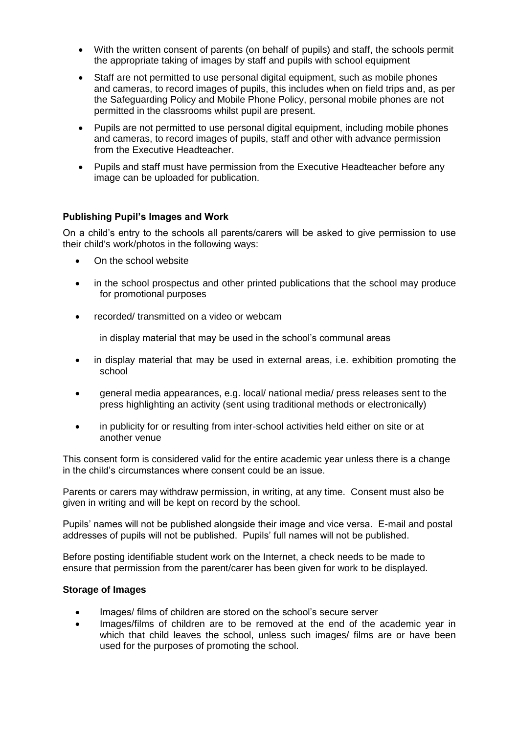- With the written consent of parents (on behalf of pupils) and staff, the schools permit the appropriate taking of images by staff and pupils with school equipment
- Staff are not permitted to use personal digital equipment, such as mobile phones and cameras, to record images of pupils, this includes when on field trips and, as per the Safeguarding Policy and Mobile Phone Policy, personal mobile phones are not permitted in the classrooms whilst pupil are present.
- Pupils are not permitted to use personal digital equipment, including mobile phones and cameras, to record images of pupils, staff and other with advance permission from the Executive Headteacher.
- Pupils and staff must have permission from the Executive Headteacher before any image can be uploaded for publication.

**Publishing Pupil's Images and Work**

On a child's entry to the schools all parents/carers will be asked to give permission to use their child's work/photos in the following ways:

- On the school website
- in the school prospectus and other printed publications that the school may produce for promotional purposes
- recorded/ transmitted on a video or webcam

  in display material that may be used in the school's communal areas
- in display material that may be used in external areas, i.e. exhibition promoting the school
- general media appearances, e.g. local/ national media/ press releases sent to the press highlighting an activity (sent using traditional methods or electronically)
- in publicity for or resulting from inter-school activities held either on site or at another venue

This consent form is considered valid for the entire academic year unless there is a change in the child's circumstances where consent could be an issue.

Parents or carers may withdraw permission, in writing, at any time. Consent must also be given in writing and will be kept on record by the school.

Pupils' names will not be published alongside their image and vice versa. E-mail and postal addresses of pupils will not be published. Pupils' full names will not be published.

Before posting identifiable student work on the Internet, a check needs to be made to ensure that permission from the parent/carer has been given for work to be displayed.

**Storage of Images**

- Images/ films of children are stored on the school's secure server
- Images/films of children are to be removed at the end of the academic year in which that child leaves the school, unless such images/ films are or have been used for the purposes of promoting the school.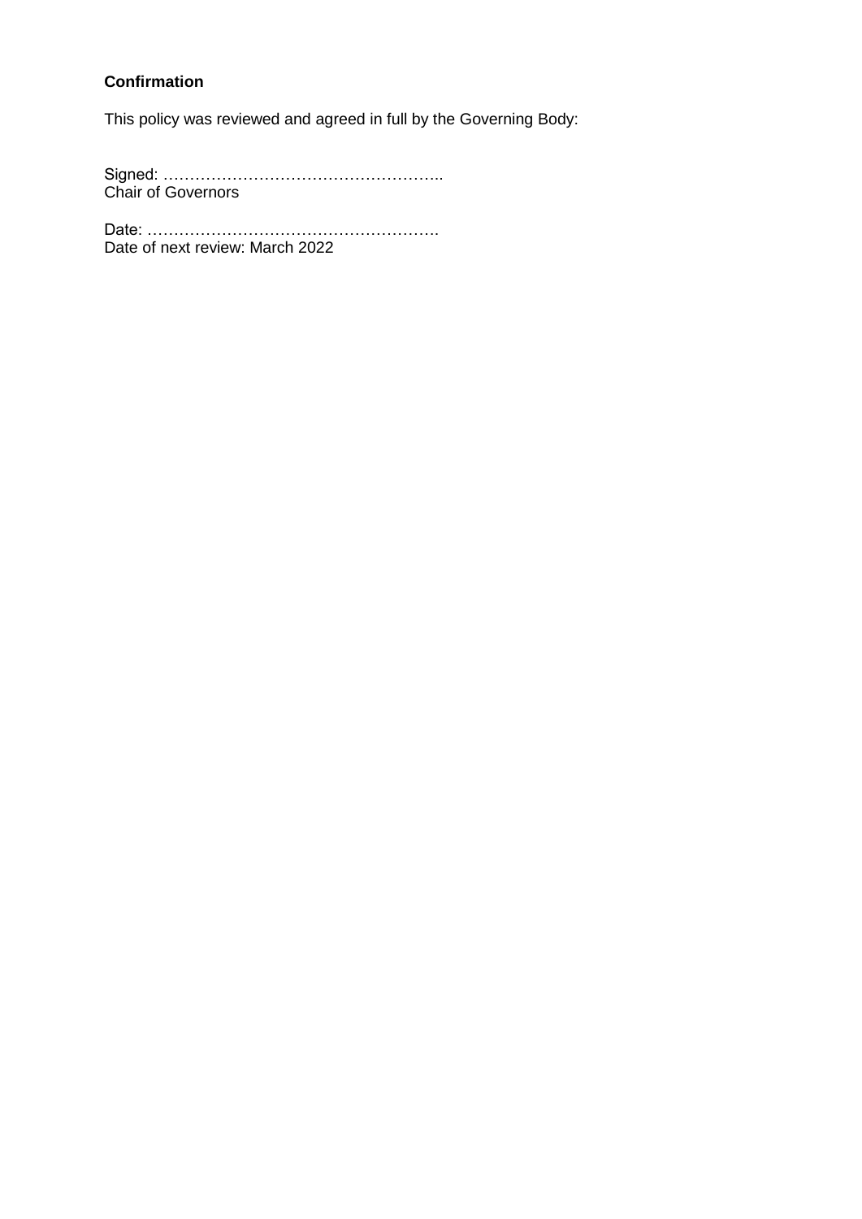**Confirmation**

This policy was reviewed and agreed in full by the Governing Body:

Signed: ……………………………………………..
Chair of Governors

Date: ……………………………………………….
Date of next review: March 2022